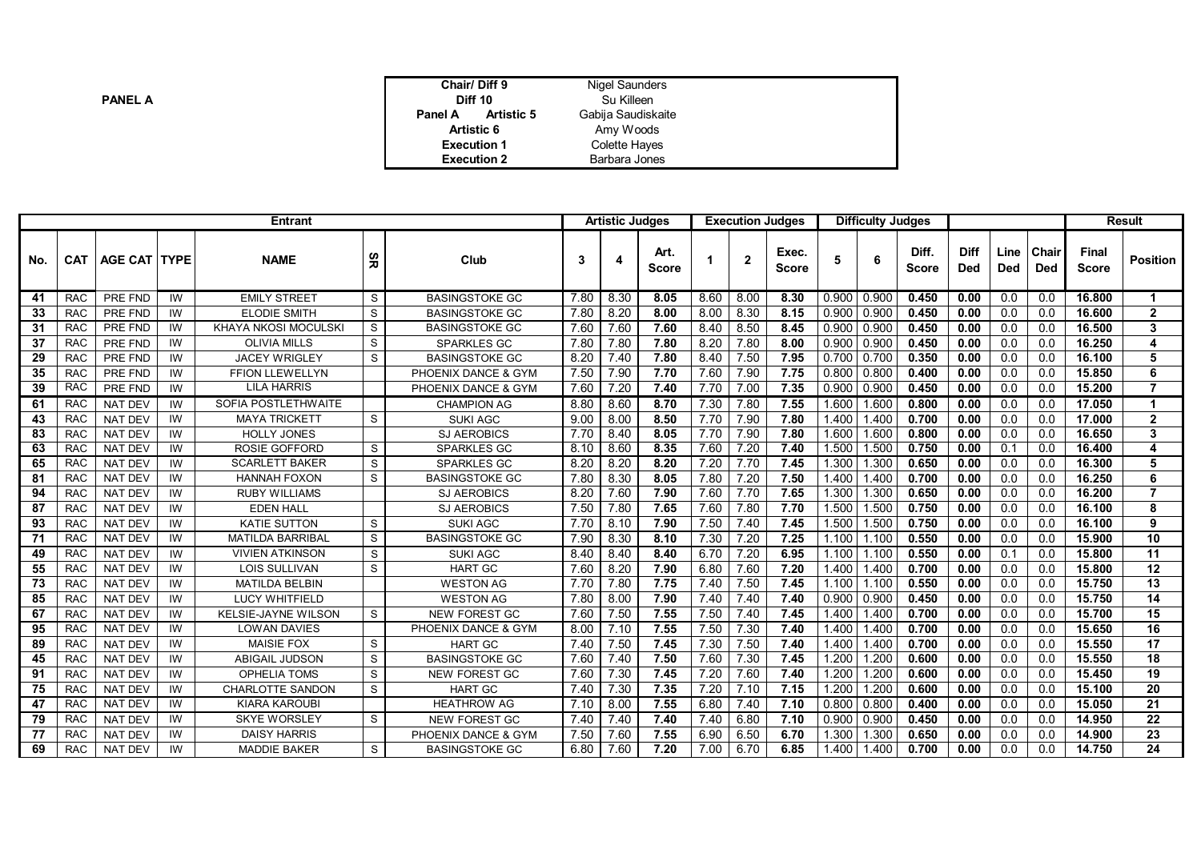**PANEL A**

| | |
|---|---|
| **Chair/ Diff 9** | Nigel Saunders |
| **Diff 10** | Su Killeen |
| **Panel A Artistic 5** | Gabija Saudiskaite |
| **Artistic 6** | Amy Woods |
| **Execution 1** | Colette Hayes |
| **Execution 2** | Barbara Jones |

| Entrant | | | | | | | Artistic Judges | | | Execution Judges | | | Difficulty Judges | | | | | | Result | |
|---|---|---|---|---|---|---|---|---|---|---|---|---|---|---|---|---|---|---|---|---|
| **No.** | **CAT** | **AGE CAT** | **TYPE** | **NAME** | **SR** | **Club** | **3** | **4** | **Art. Score** | **1** | **2** | **Exec. Score** | **5** | **6** | **Diff. Score** | **Diff Ded** | **Line Ded** | **Chair Ded** | **Final Score** | **Position** |
| 41 | RAC | PRE FND | IW | EMILY STREET | S | BASINGSTOKE GC | 7.80 | 8.30 | **8.05** | 8.60 | 8.00 | **8.30** | 0.900 | 0.900 | **0.450** | **0.00** | 0.0 | 0.0 | **16.800** | **1** |
| 33 | RAC | PRE FND | IW | ELODIE SMITH | S | BASINGSTOKE GC | 7.80 | 8.20 | **8.00** | 8.00 | 8.30 | **8.15** | 0.900 | 0.900 | **0.450** | **0.00** | 0.0 | 0.0 | **16.600** | **2** |
| 31 | RAC | PRE FND | IW | KHAYA NKOSI MOCULSKI | S | BASINGSTOKE GC | 7.60 | 7.60 | **7.60** | 8.40 | 8.50 | **8.45** | 0.900 | 0.900 | **0.450** | **0.00** | 0.0 | 0.0 | **16.500** | **3** |
| 37 | RAC | PRE FND | IW | OLIVIA MILLS | S | SPARKLES GC | 7.80 | 7.80 | **7.80** | 8.20 | 7.80 | **8.00** | 0.900 | 0.900 | **0.450** | **0.00** | 0.0 | 0.0 | **16.250** | **4** |
| 29 | RAC | PRE FND | IW | JACEY WRIGLEY | S | BASINGSTOKE GC | 8.20 | 7.40 | **7.80** | 8.40 | 7.50 | **7.95** | 0.700 | 0.700 | **0.350** | **0.00** | 0.0 | 0.0 | **16.100** | **5** |
| 35 | RAC | PRE FND | IW | FFION LLEWELLYN | | PHOENIX DANCE & GYM | 7.50 | 7.90 | **7.70** | 7.60 | 7.90 | **7.75** | 0.800 | 0.800 | **0.400** | **0.00** | 0.0 | 0.0 | **15.850** | **6** |
| 39 | RAC | PRE FND | IW | LILA HARRIS | | PHOENIX DANCE & GYM | 7.60 | 7.20 | **7.40** | 7.70 | 7.00 | **7.35** | 0.900 | 0.900 | **0.450** | **0.00** | 0.0 | 0.0 | **15.200** | **7** |
| 61 | RAC | NAT DEV | IW | SOFIA POSTLETHWAITE | | CHAMPION AG | 8.80 | 8.60 | **8.70** | 7.30 | 7.80 | **7.55** | 1.600 | 1.600 | **0.800** | **0.00** | 0.0 | 0.0 | **17.050** | **1** |
| 43 | RAC | NAT DEV | IW | MAYA TRICKETT | S | SUKI AGC | 9.00 | 8.00 | **8.50** | 7.70 | 7.90 | **7.80** | 1.400 | 1.400 | **0.700** | **0.00** | 0.0 | 0.0 | **17.000** | **2** |
| 83 | RAC | NAT DEV | IW | HOLLY JONES | | SJ AEROBICS | 7.70 | 8.40 | **8.05** | 7.70 | 7.90 | **7.80** | 1.600 | 1.600 | **0.800** | **0.00** | 0.0 | 0.0 | **16.650** | **3** |
| 63 | RAC | NAT DEV | IW | ROSIE GOFFORD | S | SPARKLES GC | 8.10 | 8.60 | **8.35** | 7.60 | 7.20 | **7.40** | 1.500 | 1.500 | **0.750** | **0.00** | 0.1 | 0.0 | **16.400** | **4** |
| 65 | RAC | NAT DEV | IW | SCARLETT BAKER | S | SPARKLES GC | 8.20 | 8.20 | **8.20** | 7.20 | 7.70 | **7.45** | 1.300 | 1.300 | **0.650** | **0.00** | 0.0 | 0.0 | **16.300** | **5** |
| 81 | RAC | NAT DEV | IW | HANNAH FOXON | S | BASINGSTOKE GC | 7.80 | 8.30 | **8.05** | 7.80 | 7.20 | **7.50** | 1.400 | 1.400 | **0.700** | **0.00** | 0.0 | 0.0 | **16.250** | **6** |
| 94 | RAC | NAT DEV | IW | RUBY WILLIAMS | | SJ AEROBICS | 8.20 | 7.60 | **7.90** | 7.60 | 7.70 | **7.65** | 1.300 | 1.300 | **0.650** | **0.00** | 0.0 | 0.0 | **16.200** | **7** |
| 87 | RAC | NAT DEV | IW | EDEN HALL | | SJ AEROBICS | 7.50 | 7.80 | **7.65** | 7.60 | 7.80 | **7.70** | 1.500 | 1.500 | **0.750** | **0.00** | 0.0 | 0.0 | **16.100** | **8** |
| 93 | RAC | NAT DEV | IW | KATIE SUTTON | S | SUKI AGC | 7.70 | 8.10 | **7.90** | 7.50 | 7.40 | **7.45** | 1.500 | 1.500 | **0.750** | **0.00** | 0.0 | 0.0 | **16.100** | **9** |
| 71 | RAC | NAT DEV | IW | MATILDA BARRIBAL | S | BASINGSTOKE GC | 7.90 | 8.30 | **8.10** | 7.30 | 7.20 | **7.25** | 1.100 | 1.100 | **0.550** | **0.00** | 0.0 | 0.0 | **15.900** | **10** |
| 49 | RAC | NAT DEV | IW | VIVIEN ATKINSON | S | SUKI AGC | 8.40 | 8.40 | **8.40** | 6.70 | 7.20 | **6.95** | 1.100 | 1.100 | **0.550** | **0.00** | 0.1 | 0.0 | **15.800** | **11** |
| 55 | RAC | NAT DEV | IW | LOIS SULLIVAN | S | HART GC | 7.60 | 8.20 | **7.90** | 6.80 | 7.60 | **7.20** | 1.400 | 1.400 | **0.700** | **0.00** | 0.0 | 0.0 | **15.800** | **12** |
| 73 | RAC | NAT DEV | IW | MATILDA BELBIN | | WESTON AG | 7.70 | 7.80 | **7.75** | 7.40 | 7.50 | **7.45** | 1.100 | 1.100 | **0.550** | **0.00** | 0.0 | 0.0 | **15.750** | **13** |
| 85 | RAC | NAT DEV | IW | LUCY WHITFIELD | | WESTON AG | 7.80 | 8.00 | **7.90** | 7.40 | 7.40 | **7.40** | 0.900 | 0.900 | **0.450** | **0.00** | 0.0 | 0.0 | **15.750** | **14** |
| 67 | RAC | NAT DEV | IW | KELSIE-JAYNE WILSON | S | NEW FOREST GC | 7.60 | 7.50 | **7.55** | 7.50 | 7.40 | **7.45** | 1.400 | 1.400 | **0.700** | **0.00** | 0.0 | 0.0 | **15.700** | **15** |
| 95 | RAC | NAT DEV | IW | LOWAN DAVIES | | PHOENIX DANCE & GYM | 8.00 | 7.10 | **7.55** | 7.50 | 7.30 | **7.40** | 1.400 | 1.400 | **0.700** | **0.00** | 0.0 | 0.0 | **15.650** | **16** |
| 89 | RAC | NAT DEV | IW | MAISIE FOX | S | HART GC | 7.40 | 7.50 | **7.45** | 7.30 | 7.50 | **7.40** | 1.400 | 1.400 | **0.700** | **0.00** | 0.0 | 0.0 | **15.550** | **17** |
| 45 | RAC | NAT DEV | IW | ABIGAIL JUDSON | S | BASINGSTOKE GC | 7.60 | 7.40 | **7.50** | 7.60 | 7.30 | **7.45** | 1.200 | 1.200 | **0.600** | **0.00** | 0.0 | 0.0 | **15.550** | **18** |
| 91 | RAC | NAT DEV | IW | OPHELIA TOMS | S | NEW FOREST GC | 7.60 | 7.30 | **7.45** | 7.20 | 7.60 | **7.40** | 1.200 | 1.200 | **0.600** | **0.00** | 0.0 | 0.0 | **15.450** | **19** |
| 75 | RAC | NAT DEV | IW | CHARLOTTE SANDON | S | HART GC | 7.40 | 7.30 | **7.35** | 7.20 | 7.10 | **7.15** | 1.200 | 1.200 | **0.600** | **0.00** | 0.0 | 0.0 | **15.100** | **20** |
| 47 | RAC | NAT DEV | IW | KIARA KAROUBI | | HEATHROW AG | 7.10 | 8.00 | **7.55** | 6.80 | 7.40 | **7.10** | 0.800 | 0.800 | **0.400** | **0.00** | 0.0 | 0.0 | **15.050** | **21** |
| 79 | RAC | NAT DEV | IW | SKYE WORSLEY | S | NEW FOREST GC | 7.40 | 7.40 | **7.40** | 7.40 | 6.80 | **7.10** | 0.900 | 0.900 | **0.450** | **0.00** | 0.0 | 0.0 | **14.950** | **22** |
| 77 | RAC | NAT DEV | IW | DAISY HARRIS | | PHOENIX DANCE & GYM | 7.50 | 7.60 | **7.55** | 6.90 | 6.50 | **6.70** | 1.300 | 1.300 | **0.650** | **0.00** | 0.0 | 0.0 | **14.900** | **23** |
| 69 | RAC | NAT DEV | IW | MADDIE BAKER | S | BASINGSTOKE GC | 6.80 | 7.60 | **7.20** | 7.00 | 6.70 | **6.85** | 1.400 | 1.400 | **0.700** | **0.00** | 0.0 | 0.0 | **14.750** | **24** |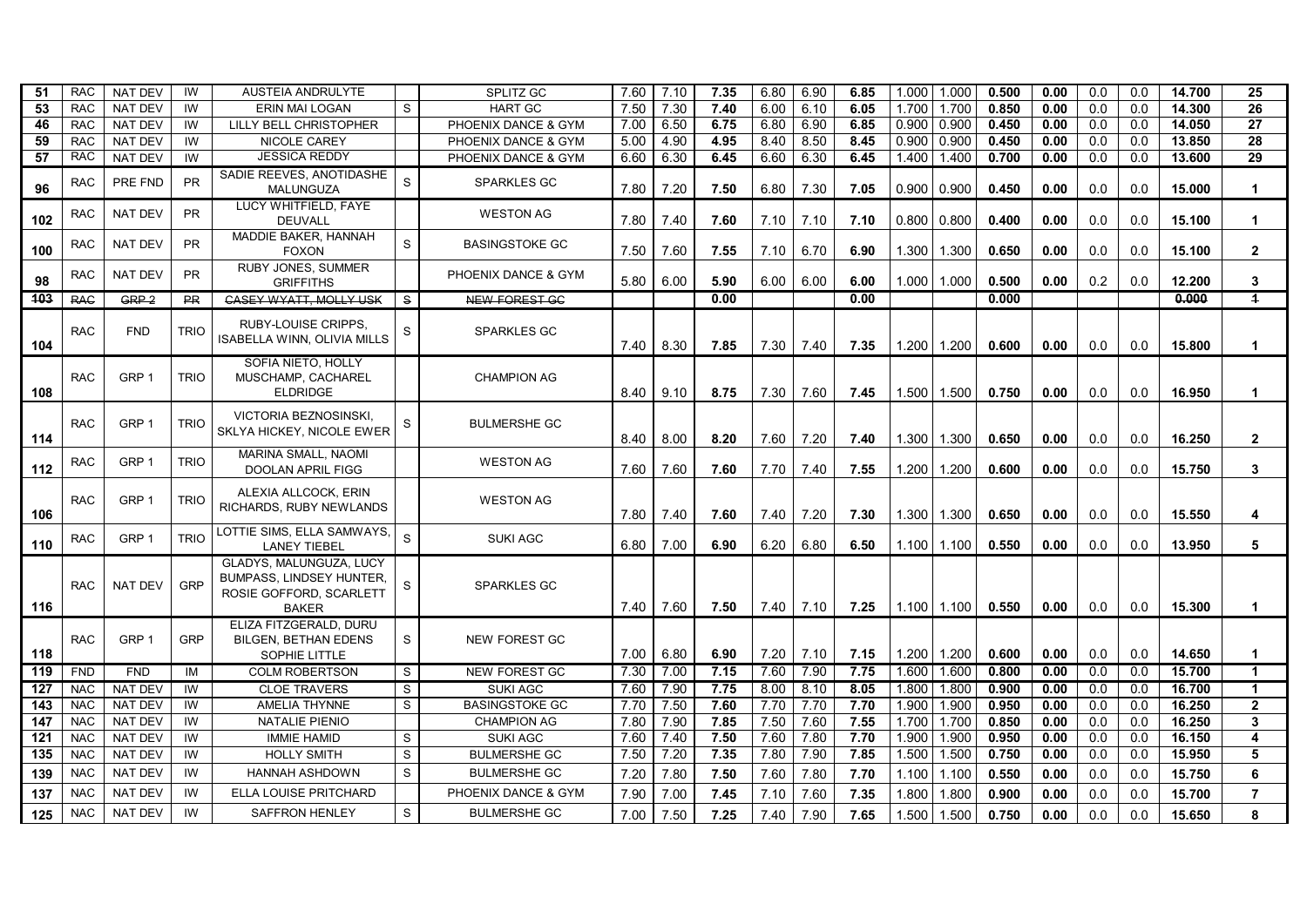| | | | | | | | | | | | | | | | | | | | | |
|---|---|---|---|---|---|---|---|---|---|---|---|---|---|---|---|---|---|---|---|---|
| 51 | RAC | NAT DEV | IW | AUSTEIA ANDRULYTE | | SPLITZ GC | 7.60 | 7.10 | **7.35** | 6.80 | 6.90 | **6.85** | 1.000 | 1.000 | **0.500** | **0.00** | 0.0 | 0.0 | **14.700** | **25** |
| 53 | RAC | NAT DEV | IW | ERIN MAI LOGAN | S | HART GC | 7.50 | 7.30 | **7.40** | 6.00 | 6.10 | **6.05** | 1.700 | 1.700 | **0.850** | **0.00** | 0.0 | 0.0 | **14.300** | **26** |
| 46 | RAC | NAT DEV | IW | LILLY BELL CHRISTOPHER | | PHOENIX DANCE & GYM | 7.00 | 6.50 | **6.75** | 6.80 | 6.90 | **6.85** | 0.900 | 0.900 | **0.450** | **0.00** | 0.0 | 0.0 | **14.050** | **27** |
| 59 | RAC | NAT DEV | IW | NICOLE CAREY | | PHOENIX DANCE & GYM | 5.00 | 4.90 | **4.95** | 8.40 | 8.50 | **8.45** | 0.900 | 0.900 | **0.450** | **0.00** | 0.0 | 0.0 | **13.850** | **28** |
| 57 | RAC | NAT DEV | IW | JESSICA REDDY | | PHOENIX DANCE & GYM | 6.60 | 6.30 | **6.45** | 6.60 | 6.30 | **6.45** | 1.400 | 1.400 | **0.700** | **0.00** | 0.0 | 0.0 | **13.600** | **29** |
| 96 | RAC | PRE FND | PR | SADIE REEVES, ANOTIDASHE MALUNGUZA | S | SPARKLES GC | 7.80 | 7.20 | **7.50** | 6.80 | 7.30 | **7.05** | 0.900 | 0.900 | **0.450** | **0.00** | 0.0 | 0.0 | **15.000** | **1** |
| 102 | RAC | NAT DEV | PR | LUCY WHITFIELD, FAYE DEUVALL | | WESTON AG | 7.80 | 7.40 | **7.60** | 7.10 | 7.10 | **7.10** | 0.800 | 0.800 | **0.400** | **0.00** | 0.0 | 0.0 | **15.100** | **1** |
| 100 | RAC | NAT DEV | PR | MADDIE BAKER, HANNAH FOXON | S | BASINGSTOKE GC | 7.50 | 7.60 | **7.55** | 7.10 | 6.70 | **6.90** | 1.300 | 1.300 | **0.650** | **0.00** | 0.0 | 0.0 | **15.100** | **2** |
| 98 | RAC | NAT DEV | PR | RUBY JONES, SUMMER GRIFFITHS | | PHOENIX DANCE & GYM | 5.80 | 6.00 | **5.90** | 6.00 | 6.00 | **6.00** | 1.000 | 1.000 | **0.500** | **0.00** | 0.2 | 0.0 | **12.200** | **3** |
| ~~103~~ | ~~RAC~~ | ~~GRP 2~~ | ~~PR~~ | ~~CASEY WYATT, MOLLY USK~~ | ~~S~~ | ~~NEW FOREST GC~~ | | | **0.00** | | | **0.00** | | | **0.000** | | | | ~~0.000~~ | ~~1~~ |
| 104 | RAC | FND | TRIO | RUBY-LOUISE CRIPPS, ISABELLA WINN, OLIVIA MILLS | S | SPARKLES GC | 7.40 | 8.30 | **7.85** | 7.30 | 7.40 | **7.35** | 1.200 | 1.200 | **0.600** | **0.00** | 0.0 | 0.0 | **15.800** | **1** |
| 108 | RAC | GRP 1 | TRIO | SOFIA NIETO, HOLLY MUSCHAMP, CACHAREL ELDRIDGE | | CHAMPION AG | 8.40 | 9.10 | **8.75** | 7.30 | 7.60 | **7.45** | 1.500 | 1.500 | **0.750** | **0.00** | 0.0 | 0.0 | **16.950** | **1** |
| 114 | RAC | GRP 1 | TRIO | VICTORIA BEZNOSINSKI, SKLYA HICKEY, NICOLE EWER | S | BULMERSHE GC | 8.40 | 8.00 | **8.20** | 7.60 | 7.20 | **7.40** | 1.300 | 1.300 | **0.650** | **0.00** | 0.0 | 0.0 | **16.250** | **2** |
| 112 | RAC | GRP 1 | TRIO | MARINA SMALL, NAOMI DOOLAN APRIL FIGG | | WESTON AG | 7.60 | 7.60 | **7.60** | 7.70 | 7.40 | **7.55** | 1.200 | 1.200 | **0.600** | **0.00** | 0.0 | 0.0 | **15.750** | **3** |
| 106 | RAC | GRP 1 | TRIO | ALEXIA ALLCOCK, ERIN RICHARDS, RUBY NEWLANDS | | WESTON AG | 7.80 | 7.40 | **7.60** | 7.40 | 7.20 | **7.30** | 1.300 | 1.300 | **0.650** | **0.00** | 0.0 | 0.0 | **15.550** | **4** |
| 110 | RAC | GRP 1 | TRIO | LOTTIE SIMS, ELLA SAMWAYS, LANEY TIEBEL | S | SUKI AGC | 6.80 | 7.00 | **6.90** | 6.20 | 6.80 | **6.50** | 1.100 | 1.100 | **0.550** | **0.00** | 0.0 | 0.0 | **13.950** | **5** |
| 116 | RAC | NAT DEV | GRP | GLADYS, MALUNGUZA, LUCY BUMPASS, LINDSEY HUNTER, ROSIE GOFFORD, SCARLETT BAKER | S | SPARKLES GC | 7.40 | 7.60 | **7.50** | 7.40 | 7.10 | **7.25** | 1.100 | 1.100 | **0.550** | **0.00** | 0.0 | 0.0 | **15.300** | **1** |
| 118 | RAC | GRP 1 | GRP | ELIZA FITZGERALD, DURU BILGEN, BETHAN EDENS SOPHIE LITTLE | S | NEW FOREST GC | 7.00 | 6.80 | **6.90** | 7.20 | 7.10 | **7.15** | 1.200 | 1.200 | **0.600** | **0.00** | 0.0 | 0.0 | **14.650** | **1** |
| 119 | FND | FND | IM | COLM ROBERTSON | S | NEW FOREST GC | 7.30 | 7.00 | **7.15** | 7.60 | 7.90 | **7.75** | 1.600 | 1.600 | **0.800** | **0.00** | 0.0 | 0.0 | **15.700** | **1** |
| 127 | NAC | NAT DEV | IW | CLOE TRAVERS | S | SUKI AGC | 7.60 | 7.90 | **7.75** | 8.00 | 8.10 | **8.05** | 1.800 | 1.800 | **0.900** | **0.00** | 0.0 | 0.0 | **16.700** | **1** |
| 143 | NAC | NAT DEV | IW | AMELIA THYNNE | S | BASINGSTOKE GC | 7.70 | 7.50 | **7.60** | 7.70 | 7.70 | **7.70** | 1.900 | 1.900 | **0.950** | **0.00** | 0.0 | 0.0 | **16.250** | **2** |
| 147 | NAC | NAT DEV | IW | NATALIE PIENIO | | CHAMPION AG | 7.80 | 7.90 | **7.85** | 7.50 | 7.60 | **7.55** | 1.700 | 1.700 | **0.850** | **0.00** | 0.0 | 0.0 | **16.250** | **3** |
| 121 | NAC | NAT DEV | IW | IMMIE HAMID | S | SUKI AGC | 7.60 | 7.40 | **7.50** | 7.60 | 7.80 | **7.70** | 1.900 | 1.900 | **0.950** | **0.00** | 0.0 | 0.0 | **16.150** | **4** |
| 135 | NAC | NAT DEV | IW | HOLLY SMITH | S | BULMERSHE GC | 7.50 | 7.20 | **7.35** | 7.80 | 7.90 | **7.85** | 1.500 | 1.500 | **0.750** | **0.00** | 0.0 | 0.0 | **15.950** | **5** |
| 139 | NAC | NAT DEV | IW | HANNAH ASHDOWN | S | BULMERSHE GC | 7.20 | 7.80 | **7.50** | 7.60 | 7.80 | **7.70** | 1.100 | 1.100 | **0.550** | **0.00** | 0.0 | 0.0 | **15.750** | **6** |
| 137 | NAC | NAT DEV | IW | ELLA LOUISE PRITCHARD | | PHOENIX DANCE & GYM | 7.90 | 7.00 | **7.45** | 7.10 | 7.60 | **7.35** | 1.800 | 1.800 | **0.900** | **0.00** | 0.0 | 0.0 | **15.700** | **7** |
| 125 | NAC | NAT DEV | IW | SAFFRON HENLEY | S | BULMERSHE GC | 7.00 | 7.50 | **7.25** | 7.40 | 7.90 | **7.65** | 1.500 | 1.500 | **0.750** | **0.00** | 0.0 | 0.0 | **15.650** | **8** |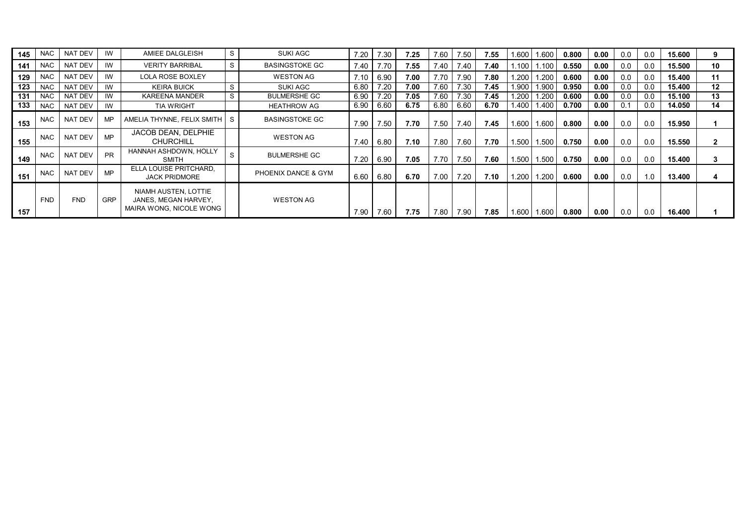| | | | | | | | | | | | | | | | | | | | | |
|---|---|---|---|---|---|---|---|---|---|---|---|---|---|---|---|---|---|---|---|---|
| 145 | NAC | NAT DEV | IW | AMIEE DALGLEISH | S | SUKI AGC | 7.20 | 7.30 | **7.25** | 7.60 | 7.50 | **7.55** | 1.600 | 1.600 | **0.800** | **0.00** | 0.0 | 0.0 | **15.600** | **9** |
| 141 | NAC | NAT DEV | IW | VERITY BARRIBAL | S | BASINGSTOKE GC | 7.40 | 7.70 | **7.55** | 7.40 | 7.40 | **7.40** | 1.100 | 1.100 | **0.550** | **0.00** | 0.0 | 0.0 | **15.500** | **10** |
| 129 | NAC | NAT DEV | IW | LOLA ROSE BOXLEY | | WESTON AG | 7.10 | 6.90 | **7.00** | 7.70 | 7.90 | **7.80** | 1.200 | 1.200 | **0.600** | **0.00** | 0.0 | 0.0 | **15.400** | **11** |
| 123 | NAC | NAT DEV | IW | KEIRA BUICK | S | SUKI AGC | 6.80 | 7.20 | **7.00** | 7.60 | 7.30 | **7.45** | 1.900 | 1.900 | **0.950** | **0.00** | 0.0 | 0.0 | **15.400** | **12** |
| 131 | NAC | NAT DEV | IW | KAREENA MANDER | S | BULMERSHE GC | 6.90 | 7.20 | **7.05** | 7.60 | 7.30 | **7.45** | 1.200 | 1.200 | **0.600** | **0.00** | 0.0 | 0.0 | **15.100** | **13** |
| 133 | NAC | NAT DEV | IW | TIA WRIGHT | | HEATHROW AG | 6.90 | 6.60 | **6.75** | 6.80 | 6.60 | **6.70** | 1.400 | 1.400 | **0.700** | **0.00** | 0.1 | 0.0 | **14.050** | **14** |
| 153 | NAC | NAT DEV | MP | AMELIA THYNNE, FELIX SMITH | S | BASINGSTOKE GC | 7.90 | 7.50 | **7.70** | 7.50 | 7.40 | **7.45** | 1.600 | 1.600 | **0.800** | **0.00** | 0.0 | 0.0 | **15.950** | **1** |
| 155 | NAC | NAT DEV | MP | JACOB DEAN, DELPHIE CHURCHILL | | WESTON AG | 7.40 | 6.80 | **7.10** | 7.80 | 7.60 | **7.70** | 1.500 | 1.500 | **0.750** | **0.00** | 0.0 | 0.0 | **15.550** | **2** |
| 149 | NAC | NAT DEV | PR | HANNAH ASHDOWN, HOLLY SMITH | S | BULMERSHE GC | 7.20 | 6.90 | **7.05** | 7.70 | 7.50 | **7.60** | 1.500 | 1.500 | **0.750** | **0.00** | 0.0 | 0.0 | **15.400** | **3** |
| 151 | NAC | NAT DEV | MP | ELLA LOUISE PRITCHARD, JACK PRIDMORE | | PHOENIX DANCE & GYM | 6.60 | 6.80 | **6.70** | 7.00 | 7.20 | **7.10** | 1.200 | 1.200 | **0.600** | **0.00** | 0.0 | 1.0 | **13.400** | **4** |
| 157 | FND | FND | GRP | NIAMH AUSTEN, LOTTIE JANES, MEGAN HARVEY, MAIRA WONG, NICOLE WONG | | WESTON AG | 7.90 | 7.60 | **7.75** | 7.80 | 7.90 | **7.85** | 1.600 | 1.600 | **0.800** | **0.00** | 0.0 | 0.0 | **16.400** | **1** |